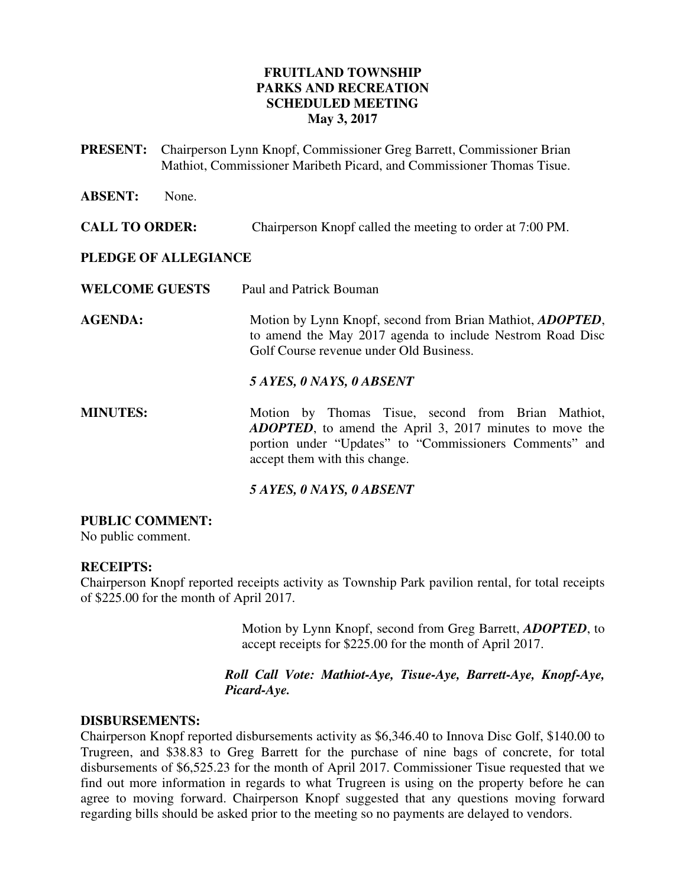**FRUITLAND TOWNSHIP**
**PARKS AND RECREATION**
**SCHEDULED MEETING**
**May 3, 2017**

**PRESENT:** Chairperson Lynn Knopf, Commissioner Greg Barrett, Commissioner Brian Mathiot, Commissioner Maribeth Picard, and Commissioner Thomas Tisue.

**ABSENT:** None.

**CALL TO ORDER:** Chairperson Knopf called the meeting to order at 7:00 PM.

**PLEDGE OF ALLEGIANCE**

**WELCOME GUESTS** Paul and Patrick Bouman

**AGENDA:** Motion by Lynn Knopf, second from Brian Mathiot, ***ADOPTED***, to amend the May 2017 agenda to include Nestrom Road Disc Golf Course revenue under Old Business.

***5 AYES, 0 NAYS, 0 ABSENT***

**MINUTES:** Motion by Thomas Tisue, second from Brian Mathiot, ***ADOPTED***, to amend the April 3, 2017 minutes to move the portion under "Updates" to "Commissioners Comments" and accept them with this change.

***5 AYES, 0 NAYS, 0 ABSENT***

**PUBLIC COMMENT:**
No public comment.

**RECEIPTS:**
Chairperson Knopf reported receipts activity as Township Park pavilion rental, for total receipts of $225.00 for the month of April 2017.

Motion by Lynn Knopf, second from Greg Barrett, ***ADOPTED***, to accept receipts for $225.00 for the month of April 2017.

***Roll Call Vote: Mathiot-Aye, Tisue-Aye, Barrett-Aye, Knopf-Aye, Picard-Aye.***

**DISBURSEMENTS:**
Chairperson Knopf reported disbursements activity as $6,346.40 to Innova Disc Golf, $140.00 to Trugreen, and $38.83 to Greg Barrett for the purchase of nine bags of concrete, for total disbursements of $6,525.23 for the month of April 2017. Commissioner Tisue requested that we find out more information in regards to what Trugreen is using on the property before he can agree to moving forward. Chairperson Knopf suggested that any questions moving forward regarding bills should be asked prior to the meeting so no payments are delayed to vendors.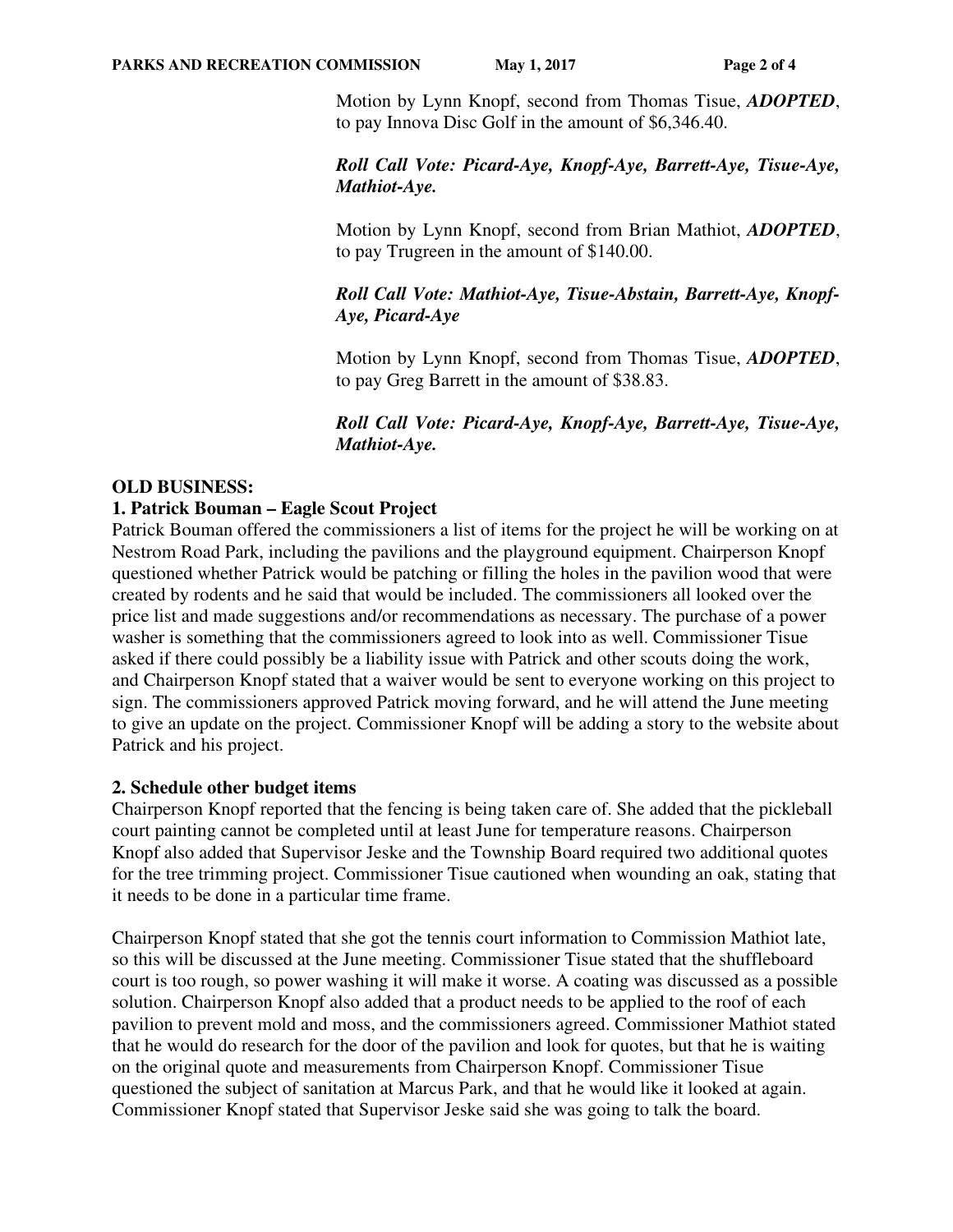Motion by Lynn Knopf, second from Thomas Tisue, ***ADOPTED***, to pay Innova Disc Golf in the amount of $6,346.40.

***Roll Call Vote: Picard-Aye, Knopf-Aye, Barrett-Aye, Tisue-Aye, Mathiot-Aye.***

Motion by Lynn Knopf, second from Brian Mathiot, ***ADOPTED***, to pay Trugreen in the amount of $140.00.

***Roll Call Vote: Mathiot-Aye, Tisue-Abstain, Barrett-Aye, Knopf-Aye, Picard-Aye***

Motion by Lynn Knopf, second from Thomas Tisue, ***ADOPTED***, to pay Greg Barrett in the amount of $38.83.

***Roll Call Vote: Picard-Aye, Knopf-Aye, Barrett-Aye, Tisue-Aye, Mathiot-Aye.***

**OLD BUSINESS:**

**1. Patrick Bouman – Eagle Scout Project**

Patrick Bouman offered the commissioners a list of items for the project he will be working on at Nestrom Road Park, including the pavilions and the playground equipment. Chairperson Knopf questioned whether Patrick would be patching or filling the holes in the pavilion wood that were created by rodents and he said that would be included. The commissioners all looked over the price list and made suggestions and/or recommendations as necessary. The purchase of a power washer is something that the commissioners agreed to look into as well. Commissioner Tisue asked if there could possibly be a liability issue with Patrick and other scouts doing the work, and Chairperson Knopf stated that a waiver would be sent to everyone working on this project to sign. The commissioners approved Patrick moving forward, and he will attend the June meeting to give an update on the project. Commissioner Knopf will be adding a story to the website about Patrick and his project.

**2. Schedule other budget items**

Chairperson Knopf reported that the fencing is being taken care of. She added that the pickleball court painting cannot be completed until at least June for temperature reasons. Chairperson Knopf also added that Supervisor Jeske and the Township Board required two additional quotes for the tree trimming project. Commissioner Tisue cautioned when wounding an oak, stating that it needs to be done in a particular time frame.

Chairperson Knopf stated that she got the tennis court information to Commission Mathiot late, so this will be discussed at the June meeting. Commissioner Tisue stated that the shuffleboard court is too rough, so power washing it will make it worse. A coating was discussed as a possible solution. Chairperson Knopf also added that a product needs to be applied to the roof of each pavilion to prevent mold and moss, and the commissioners agreed. Commissioner Mathiot stated that he would do research for the door of the pavilion and look for quotes, but that he is waiting on the original quote and measurements from Chairperson Knopf. Commissioner Tisue questioned the subject of sanitation at Marcus Park, and that he would like it looked at again. Commissioner Knopf stated that Supervisor Jeske said she was going to talk the board.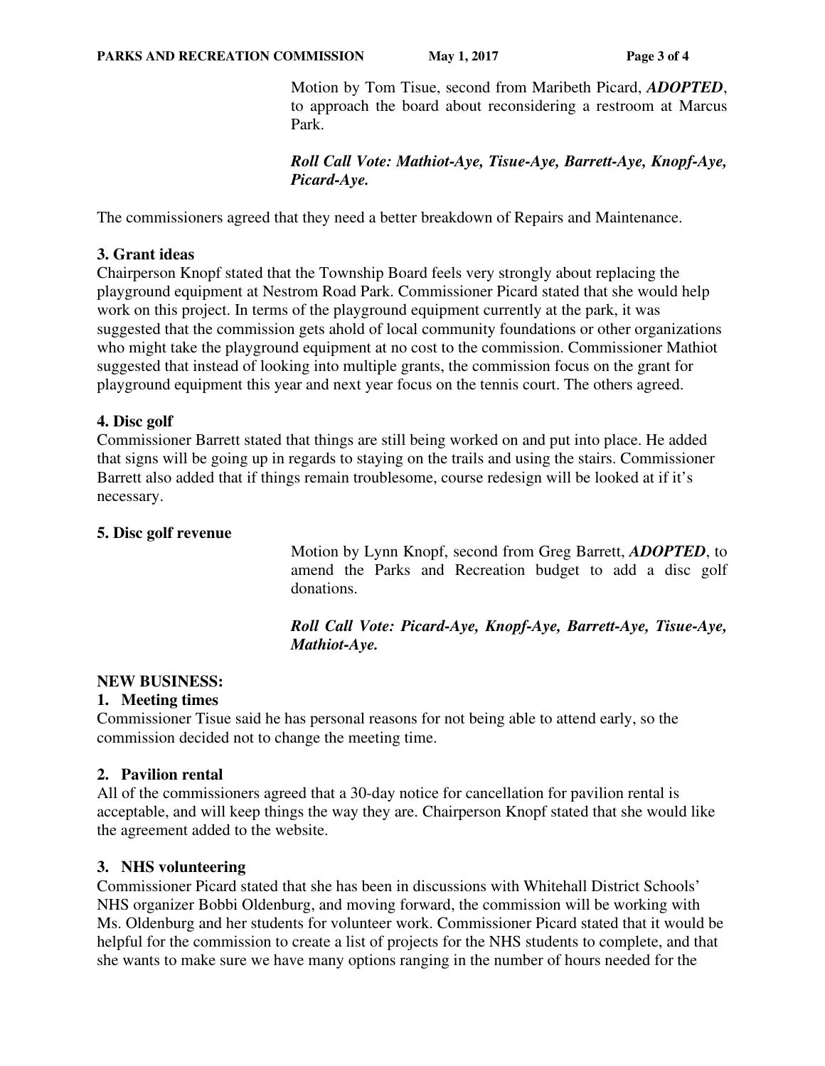Motion by Tom Tisue, second from Maribeth Picard, ***ADOPTED***, to approach the board about reconsidering a restroom at Marcus Park.

***Roll Call Vote: Mathiot-Aye, Tisue-Aye, Barrett-Aye, Knopf-Aye, Picard-Aye.***

The commissioners agreed that they need a better breakdown of Repairs and Maintenance.

**3. Grant ideas**

Chairperson Knopf stated that the Township Board feels very strongly about replacing the playground equipment at Nestrom Road Park. Commissioner Picard stated that she would help work on this project. In terms of the playground equipment currently at the park, it was suggested that the commission gets ahold of local community foundations or other organizations who might take the playground equipment at no cost to the commission. Commissioner Mathiot suggested that instead of looking into multiple grants, the commission focus on the grant for playground equipment this year and next year focus on the tennis court. The others agreed.

**4. Disc golf**

Commissioner Barrett stated that things are still being worked on and put into place. He added that signs will be going up in regards to staying on the trails and using the stairs. Commissioner Barrett also added that if things remain troublesome, course redesign will be looked at if it's necessary.

**5. Disc golf revenue**

Motion by Lynn Knopf, second from Greg Barrett, ***ADOPTED***, to amend the Parks and Recreation budget to add a disc golf donations.

***Roll Call Vote: Picard-Aye, Knopf-Aye, Barrett-Aye, Tisue-Aye, Mathiot-Aye.***

**NEW BUSINESS:**

**1. Meeting times**

Commissioner Tisue said he has personal reasons for not being able to attend early, so the commission decided not to change the meeting time.

**2. Pavilion rental**

All of the commissioners agreed that a 30-day notice for cancellation for pavilion rental is acceptable, and will keep things the way they are. Chairperson Knopf stated that she would like the agreement added to the website.

**3. NHS volunteering**

Commissioner Picard stated that she has been in discussions with Whitehall District Schools' NHS organizer Bobbi Oldenburg, and moving forward, the commission will be working with Ms. Oldenburg and her students for volunteer work. Commissioner Picard stated that it would be helpful for the commission to create a list of projects for the NHS students to complete, and that she wants to make sure we have many options ranging in the number of hours needed for the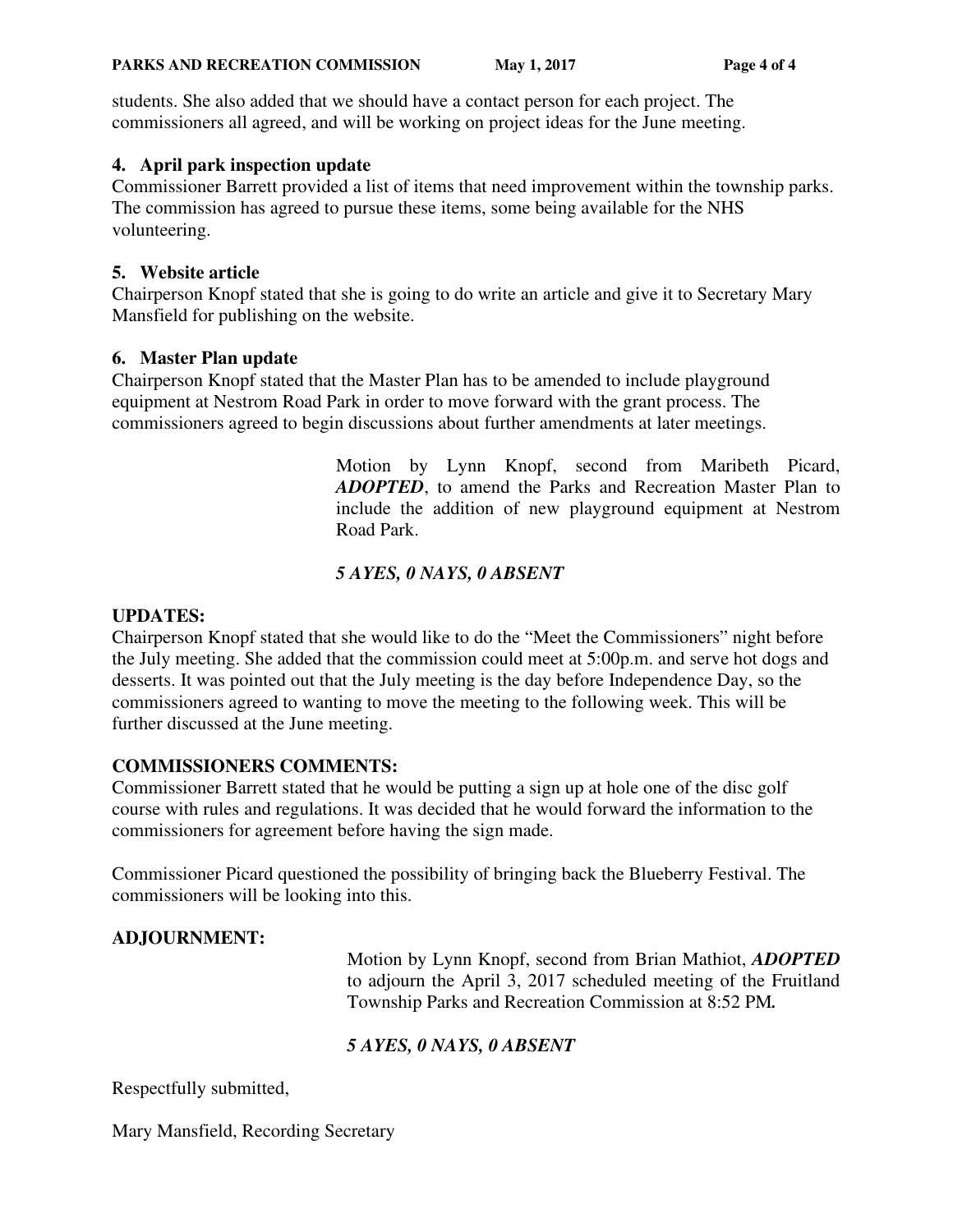students. She also added that we should have a contact person for each project. The commissioners all agreed, and will be working on project ideas for the June meeting.

**4. April park inspection update**

Commissioner Barrett provided a list of items that need improvement within the township parks. The commission has agreed to pursue these items, some being available for the NHS volunteering.

**5. Website article**

Chairperson Knopf stated that she is going to do write an article and give it to Secretary Mary Mansfield for publishing on the website.

**6. Master Plan update**

Chairperson Knopf stated that the Master Plan has to be amended to include playground equipment at Nestrom Road Park in order to move forward with the grant process. The commissioners agreed to begin discussions about further amendments at later meetings.

> Motion by Lynn Knopf, second from Maribeth Picard, ***ADOPTED***, to amend the Parks and Recreation Master Plan to include the addition of new playground equipment at Nestrom Road Park.
>
> ***5 AYES, 0 NAYS, 0 ABSENT***

**UPDATES:**

Chairperson Knopf stated that she would like to do the "Meet the Commissioners" night before the July meeting. She added that the commission could meet at 5:00p.m. and serve hot dogs and desserts. It was pointed out that the July meeting is the day before Independence Day, so the commissioners agreed to wanting to move the meeting to the following week. This will be further discussed at the June meeting.

**COMMISSIONERS COMMENTS:**

Commissioner Barrett stated that he would be putting a sign up at hole one of the disc golf course with rules and regulations. It was decided that he would forward the information to the commissioners for agreement before having the sign made.

Commissioner Picard questioned the possibility of bringing back the Blueberry Festival. The commissioners will be looking into this.

**ADJOURNMENT:**

> Motion by Lynn Knopf, second from Brian Mathiot, ***ADOPTED*** to adjourn the April 3, 2017 scheduled meeting of the Fruitland Township Parks and Recreation Commission at 8:52 PM**.**
>
> ***5 AYES, 0 NAYS, 0 ABSENT***

Respectfully submitted,

Mary Mansfield, Recording Secretary